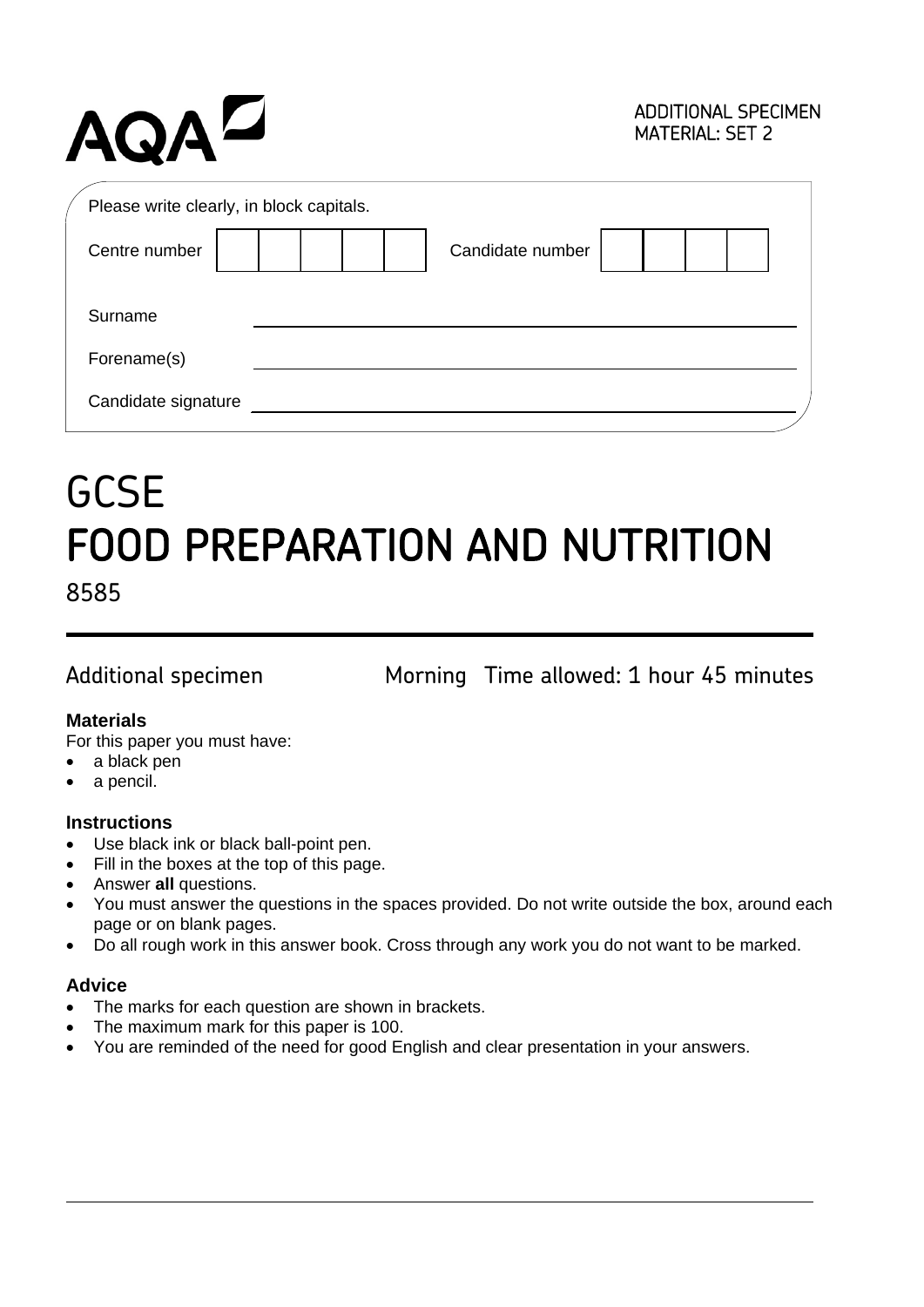AQA

ADDITIONAL SPECIMEN
MATERIAL: SET 2

Please write clearly, in block capitals.

| Centre number | | | | | | Candidate number | | | | |
|---|---|---|---|---|---|---|---|---|---|---|

Surname ______________________________

Forename(s) ______________________________

Candidate signature ______________________________

# GCSE
# FOOD PREPARATION AND NUTRITION

8585

Additional specimen    Morning    Time allowed: 1 hour 45 minutes

**Materials**

For this paper you must have:

- a black pen
- a pencil.

**Instructions**

- Use black ink or black ball-point pen.
- Fill in the boxes at the top of this page.
- Answer **all** questions.
- You must answer the questions in the spaces provided. Do not write outside the box, around each page or on blank pages.
- Do all rough work in this answer book. Cross through any work you do not want to be marked.

**Advice**

- The marks for each question are shown in brackets.
- The maximum mark for this paper is 100.
- You are reminded of the need for good English and clear presentation in your answers.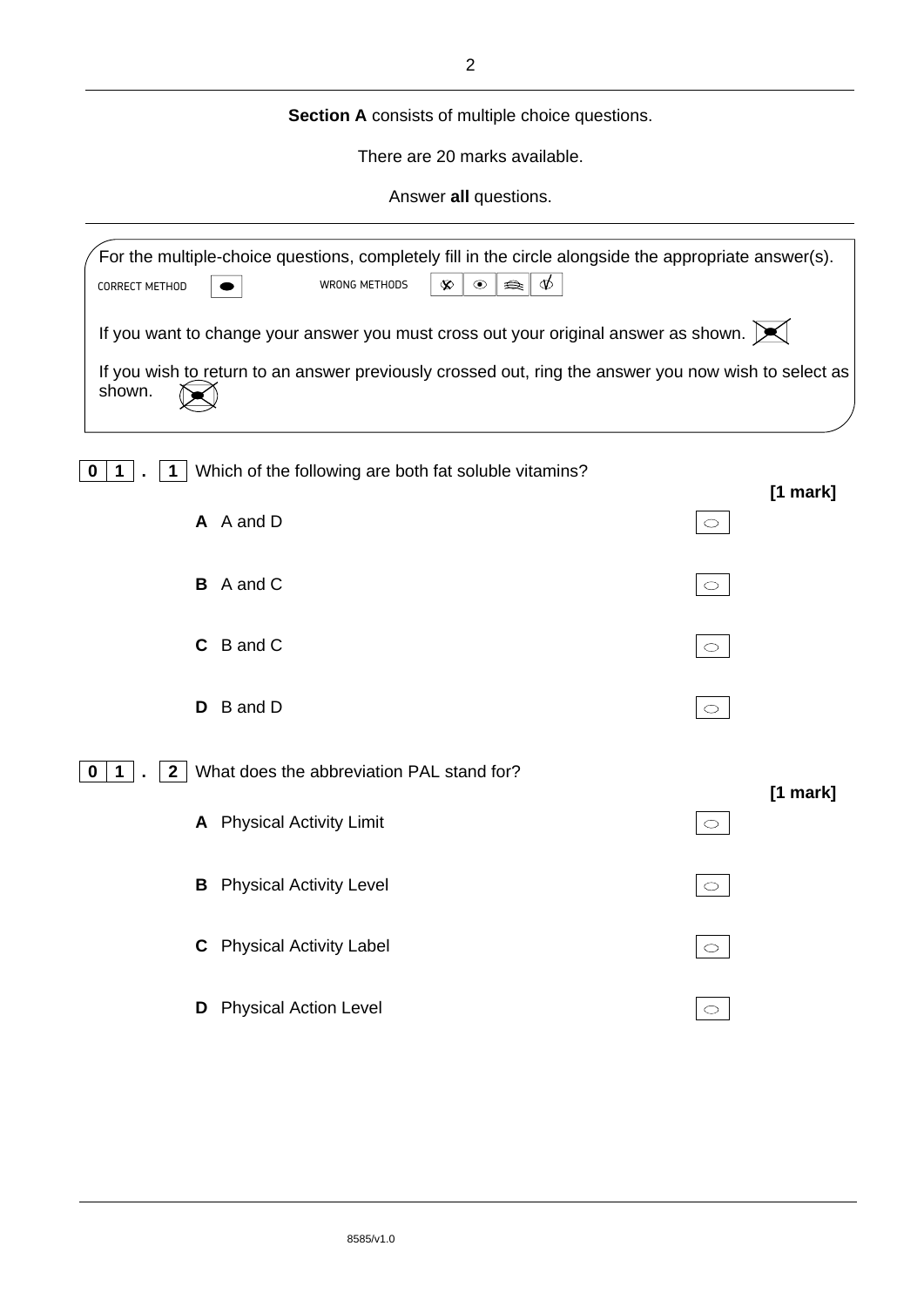**Section A** consists of multiple choice questions.

There are 20 marks available.

Answer **all** questions.

---

For the multiple-choice questions, completely fill in the circle alongside the appropriate answer(s).

CORRECT METHOD ● WRONG METHODS

If you want to change your answer you must cross out your original answer as shown.

If you wish to return to an answer previously crossed out, ring the answer you now wish to select as shown.

---

**0 1 . 1** Which of the following are both fat soluble vitamins?

**[1 mark]**

- **A** A and D ○
- **B** A and C ○
- **C** B and C ○
- **D** B and D ○

**0 1 . 2** What does the abbreviation PAL stand for?

**[1 mark]**

- **A** Physical Activity Limit ○
- **B** Physical Activity Level ○
- **C** Physical Activity Label ○
- **D** Physical Action Level ○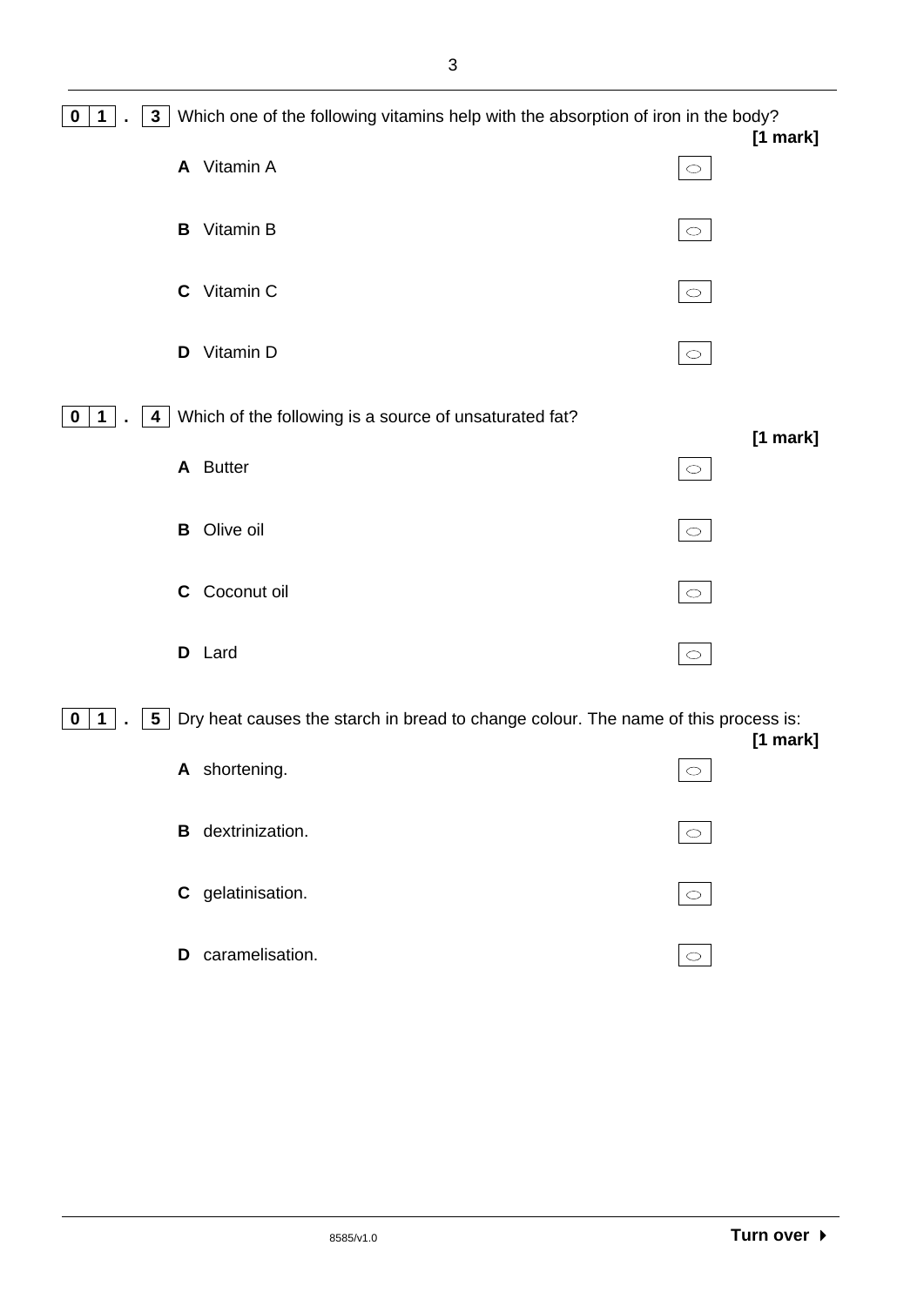**0 1 . 3** Which one of the following vitamins help with the absorption of iron in the body?

**[1 mark]**

**A** Vitamin A ○

**B** Vitamin B ○

**C** Vitamin C ○

**D** Vitamin D ○

**0 1 . 4** Which of the following is a source of unsaturated fat?

**[1 mark]**

**A** Butter ○

**B** Olive oil ○

**C** Coconut oil ○

**D** Lard ○

**0 1 . 5** Dry heat causes the starch in bread to change colour. The name of this process is:

**[1 mark]**

**A** shortening. ○

**B** dextrinization. ○

**C** gelatinisation. ○

**D** caramelisation. ○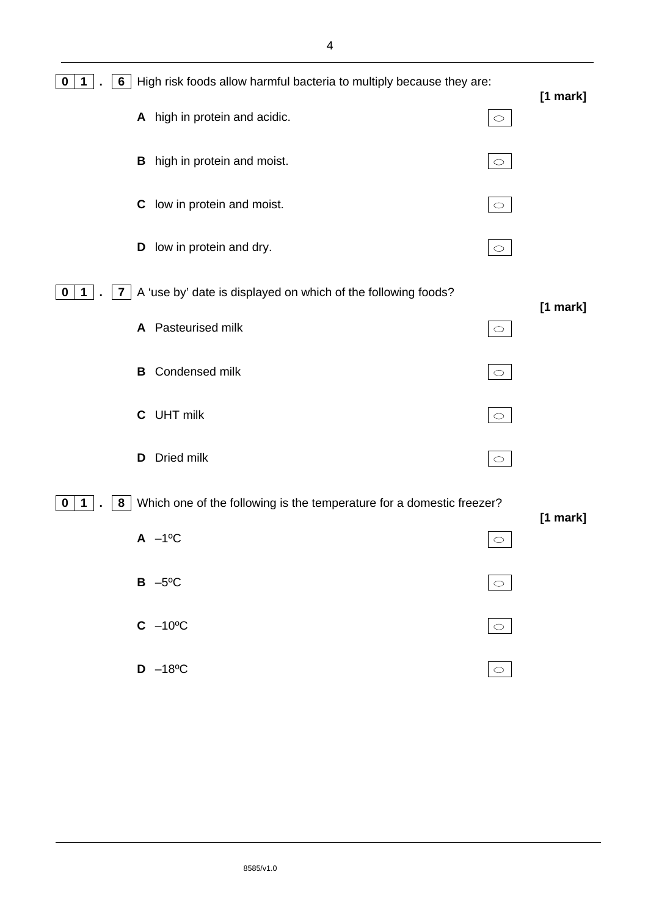**0 1 . 6** High risk foods allow harmful bacteria to multiply because they are:

**[1 mark]**

**A** high in protein and acidic. ○

**B** high in protein and moist. ○

**C** low in protein and moist. ○

**D** low in protein and dry. ○

**0 1 . 7** A 'use by' date is displayed on which of the following foods?

**[1 mark]**

**A** Pasteurised milk ○

**B** Condensed milk ○

**C** UHT milk ○

**D** Dried milk ○

**0 1 . 8** Which one of the following is the temperature for a domestic freezer?

**[1 mark]**

**A** –1ºC ○

**B** –5ºC ○

**C** –10ºC ○

**D** –18ºC ○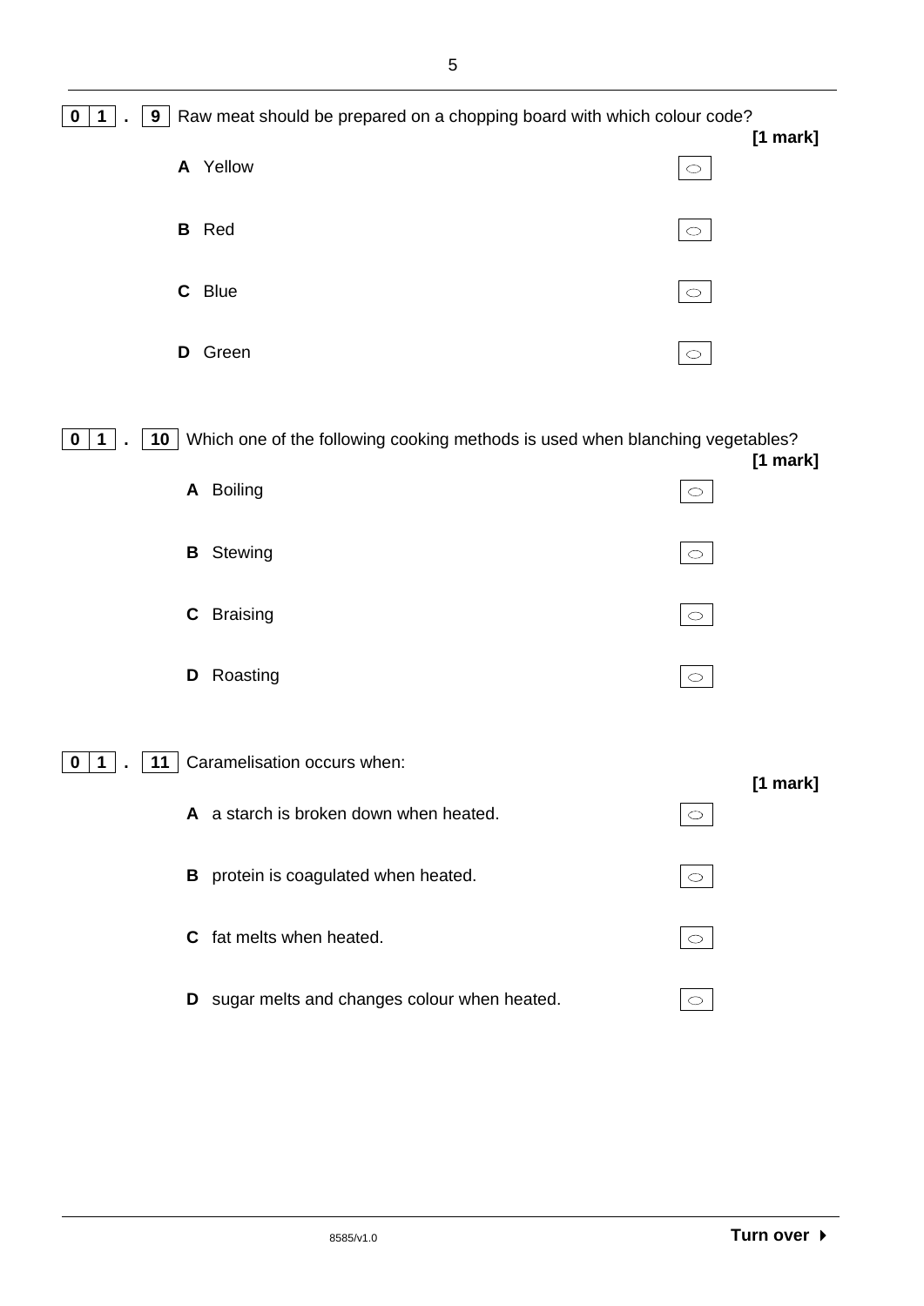**0 1 . 9** Raw meat should be prepared on a chopping board with which colour code?

**[1 mark]**

**A** Yellow ○

**B** Red ○

**C** Blue ○

**D** Green ○

**0 1 . 10** Which one of the following cooking methods is used when blanching vegetables?

**[1 mark]**

**A** Boiling ○

**B** Stewing ○

**C** Braising ○

**D** Roasting ○

**0 1 . 11** Caramelisation occurs when:

**[1 mark]**

**A** a starch is broken down when heated. ○

**B** protein is coagulated when heated. ○

**C** fat melts when heated. ○

**D** sugar melts and changes colour when heated. ○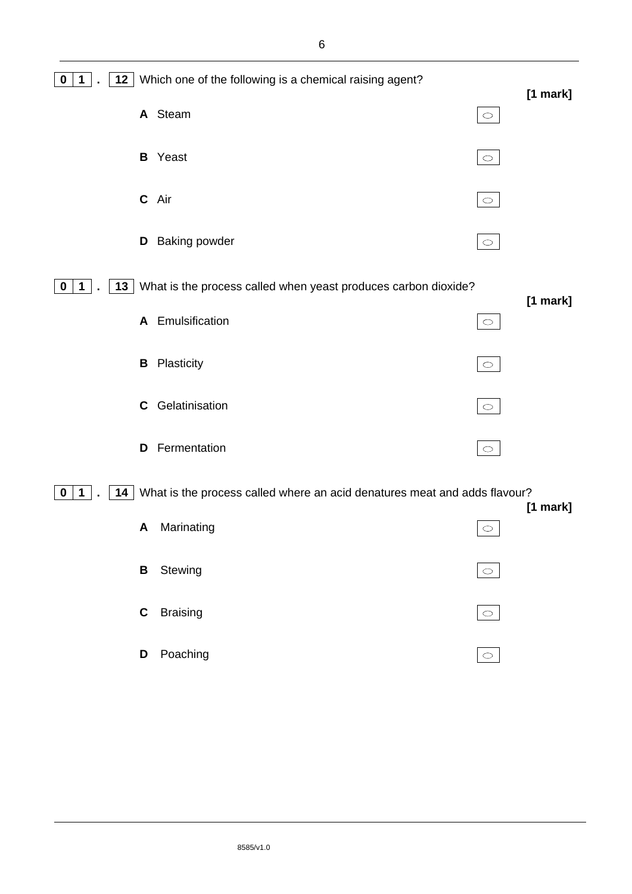**0 1 . 12** Which one of the following is a chemical raising agent?

**[1 mark]**

**A** Steam ○

**B** Yeast ○

**C** Air ○

**D** Baking powder ○

**0 1 . 13** What is the process called when yeast produces carbon dioxide?

**[1 mark]**

**A** Emulsification ○

**B** Plasticity ○

**C** Gelatinisation ○

**D** Fermentation ○

**0 1 . 14** What is the process called where an acid denatures meat and adds flavour?

**[1 mark]**

**A** Marinating ○

**B** Stewing ○

**C** Braising ○

**D** Poaching ○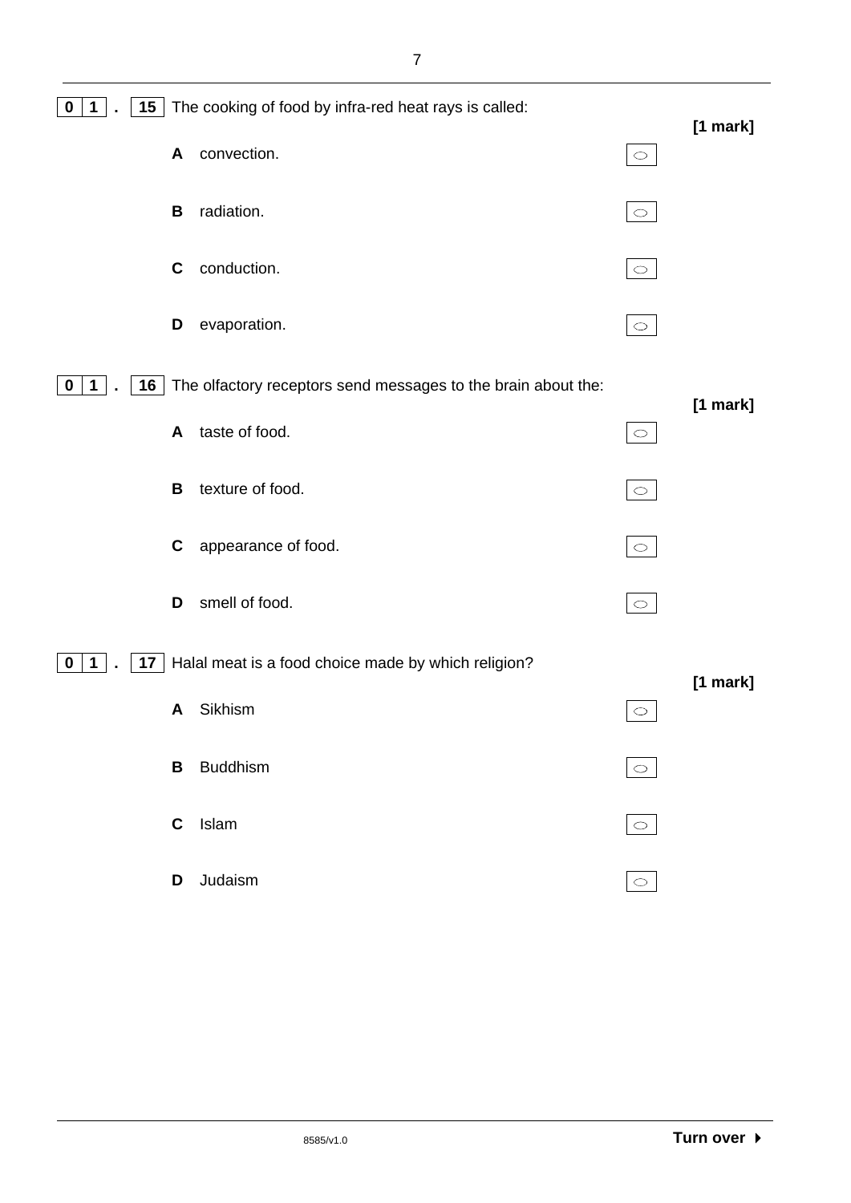**0 1 . 15** The cooking of food by infra-red heat rays is called:

**[1 mark]**

**A** convection. ○

**B** radiation. ○

**C** conduction. ○

**D** evaporation. ○

**0 1 . 16** The olfactory receptors send messages to the brain about the:

**[1 mark]**

**A** taste of food. ○

**B** texture of food. ○

**C** appearance of food. ○

**D** smell of food. ○

**0 1 . 17** Halal meat is a food choice made by which religion?

**[1 mark]**

**A** Sikhism ○

**B** Buddhism ○

**C** Islam ○

**D** Judaism ○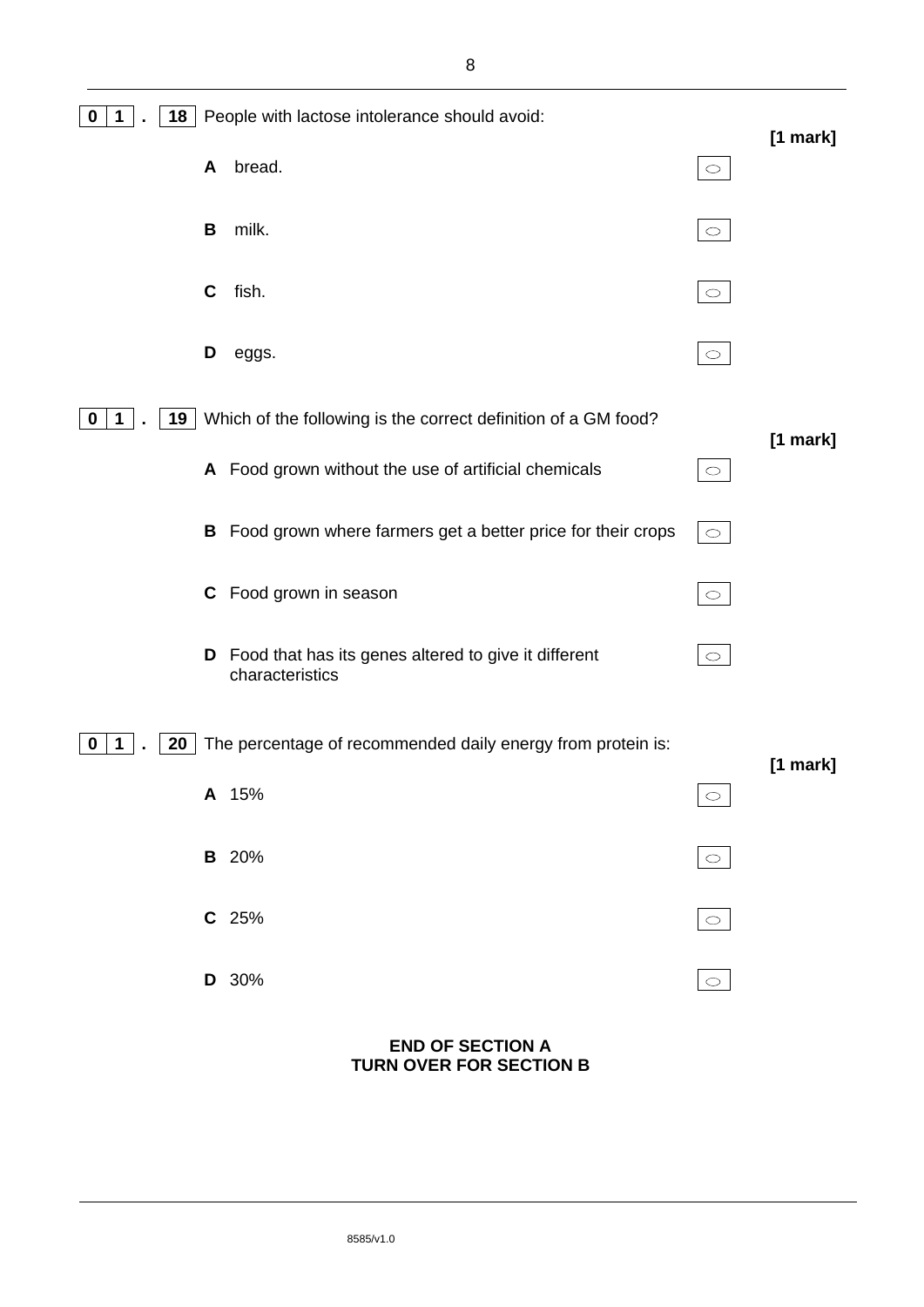**0 1 . 18** People with lactose intolerance should avoid:

**[1 mark]**

**A** bread. ○

**B** milk. ○

**C** fish. ○

**D** eggs. ○

**0 1 . 19** Which of the following is the correct definition of a GM food?

**[1 mark]**

**A** Food grown without the use of artificial chemicals ○

**B** Food grown where farmers get a better price for their crops ○

**C** Food grown in season ○

**D** Food that has its genes altered to give it different characteristics ○

**0 1 . 20** The percentage of recommended daily energy from protein is:

**[1 mark]**

**A** 15% ○

**B** 20% ○

**C** 25% ○

**D** 30% ○

**END OF SECTION A**
**TURN OVER FOR SECTION B**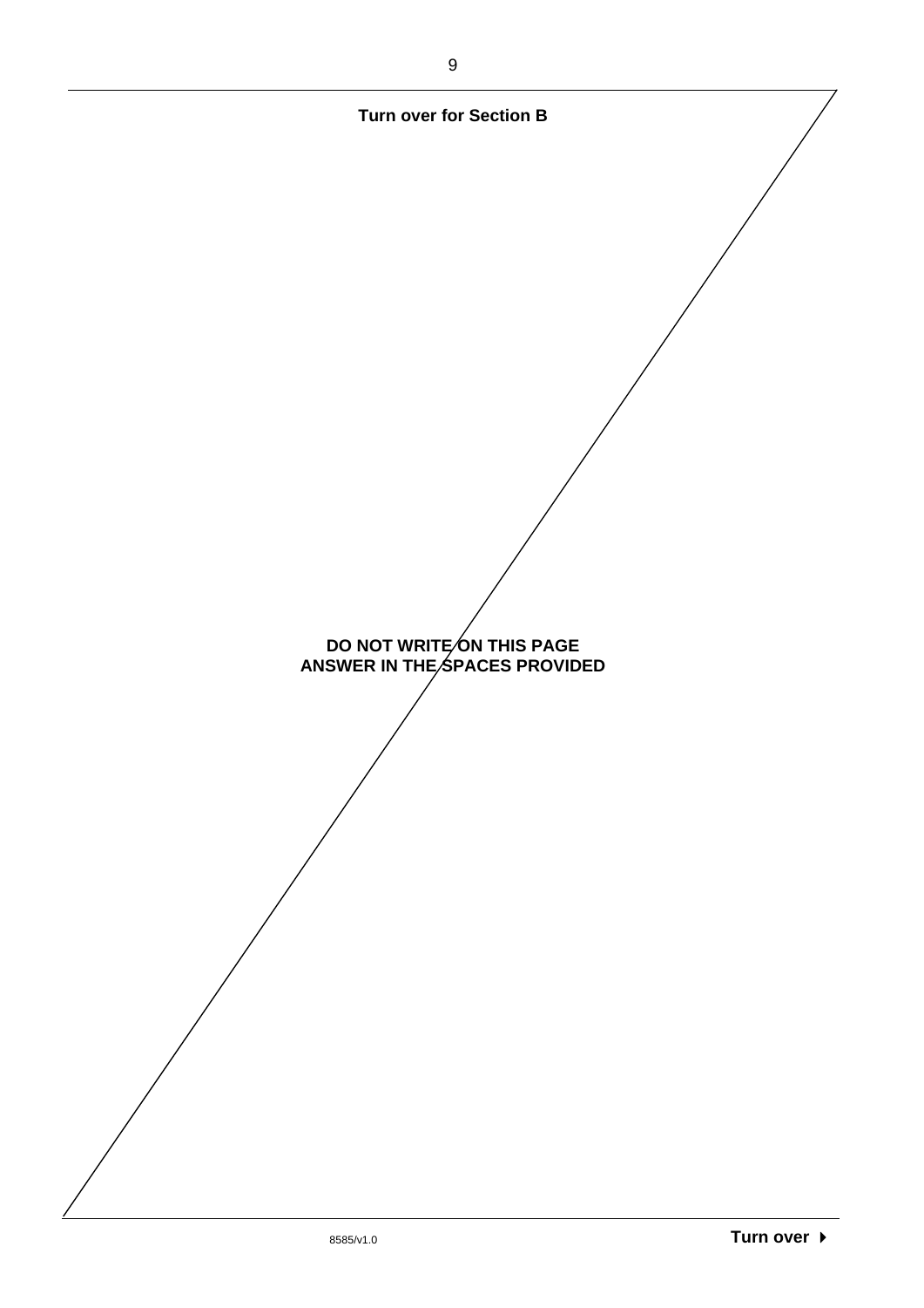**Turn over for Section B**

**DO NOT WRITE ON THIS PAGE**
**ANSWER IN THE SPACES PROVIDED**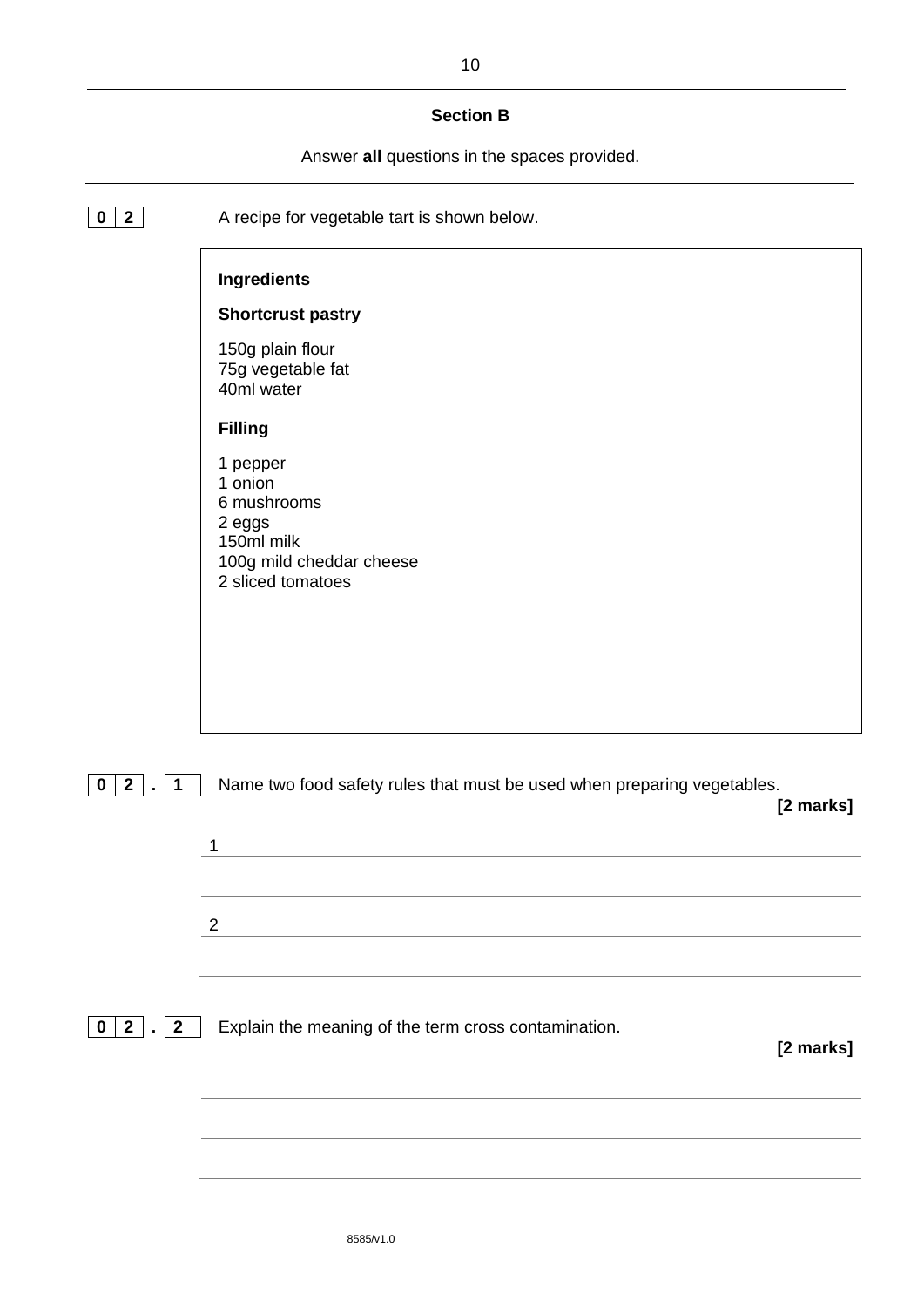## Section B

Answer **all** questions in the spaces provided.

**0 2** A recipe for vegetable tart is shown below.

> **Ingredients**
>
> **Shortcrust pastry**
>
> 150g plain flour
> 75g vegetable fat
> 40ml water
>
> **Filling**
>
> 1 pepper
> 1 onion
> 6 mushrooms
> 2 eggs
> 150ml milk
> 100g mild cheddar cheese
> 2 sliced tomatoes

**0 2 . 1** Name two food safety rules that must be used when preparing vegetables.

**[2 marks]**

1 ______________________________________________________________

______________________________________________________________

2 ______________________________________________________________

______________________________________________________________

**0 2 . 2** Explain the meaning of the term cross contamination.

**[2 marks]**

______________________________________________________________

______________________________________________________________

______________________________________________________________

8585/v1.0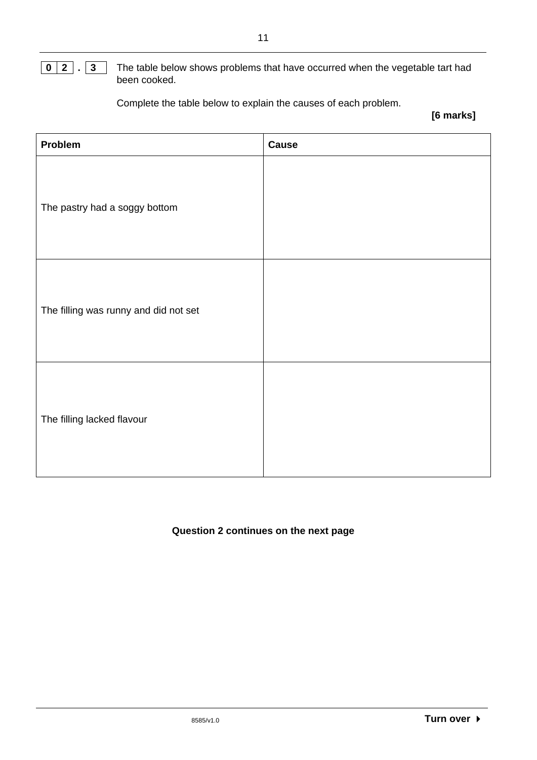**0 2 . 3** The table below shows problems that have occurred when the vegetable tart had been cooked.

Complete the table below to explain the causes of each problem.

**[6 marks]**

| **Problem** | **Cause** |
| --- | --- |
| The pastry had a soggy bottom | |
| The filling was runny and did not set | |
| The filling lacked flavour | |

**Question 2 continues on the next page**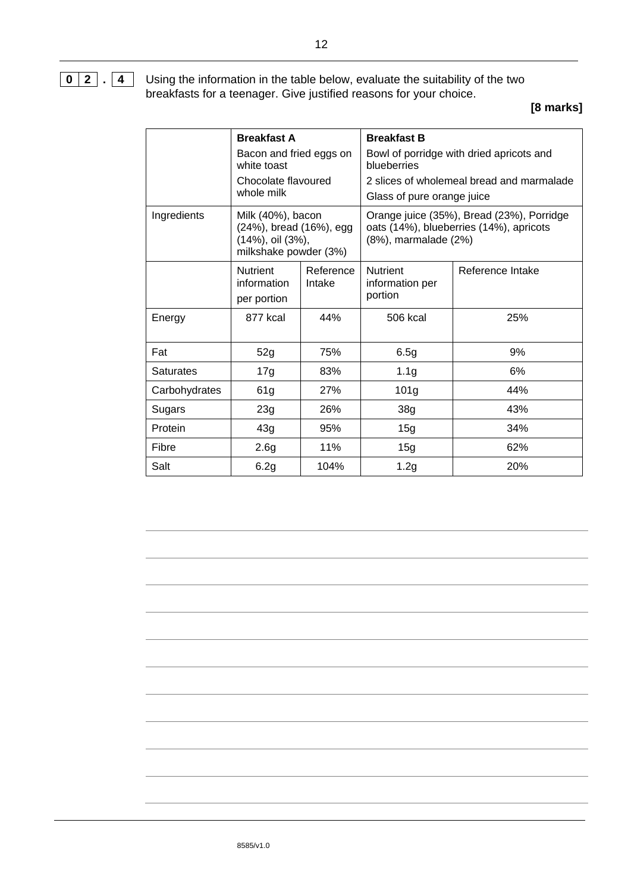**0 2 . 4** Using the information in the table below, evaluate the suitability of the two breakfasts for a teenager. Give justified reasons for your choice.

**[8 marks]**

| | **Breakfast A**<br>Bacon and fried eggs on white toast<br>Chocolate flavoured whole milk | | **Breakfast B**<br>Bowl of porridge with dried apricots and blueberries<br>2 slices of wholemeal bread and marmalade<br>Glass of pure orange juice | |
|---|---|---|---|---|
| Ingredients | Milk (40%), bacon (24%), bread (16%), egg (14%), oil (3%), milkshake powder (3%) | | Orange juice (35%), Bread (23%), Porridge oats (14%), blueberries (14%), apricots (8%), marmalade (2%) | |
| | Nutrient information per portion | Reference Intake | Nutrient information per portion | Reference Intake |
| Energy | 877 kcal | 44% | 506 kcal | 25% |
| Fat | 52g | 75% | 6.5g | 9% |
| Saturates | 17g | 83% | 1.1g | 6% |
| Carbohydrates | 61g | 27% | 101g | 44% |
| Sugars | 23g | 26% | 38g | 43% |
| Protein | 43g | 95% | 15g | 34% |
| Fibre | 2.6g | 11% | 15g | 62% |
| Salt | 6.2g | 104% | 1.2g | 20% |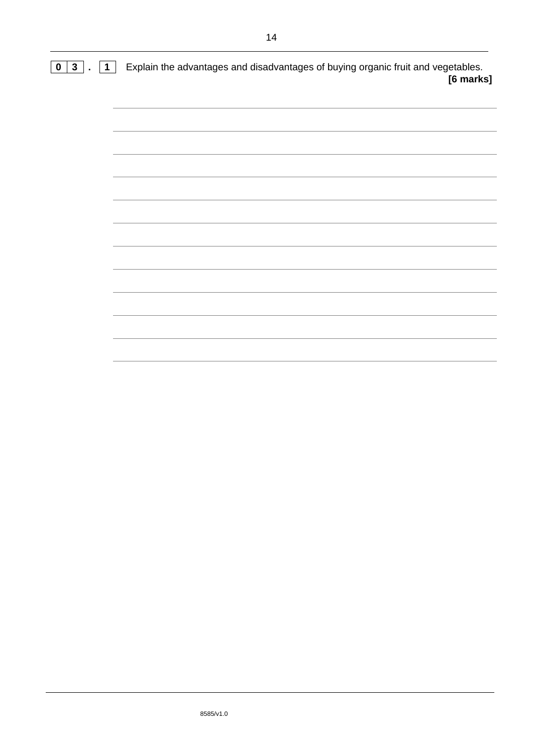**0 3 . 1** Explain the advantages and disadvantages of buying organic fruit and vegetables.

**[6 marks]**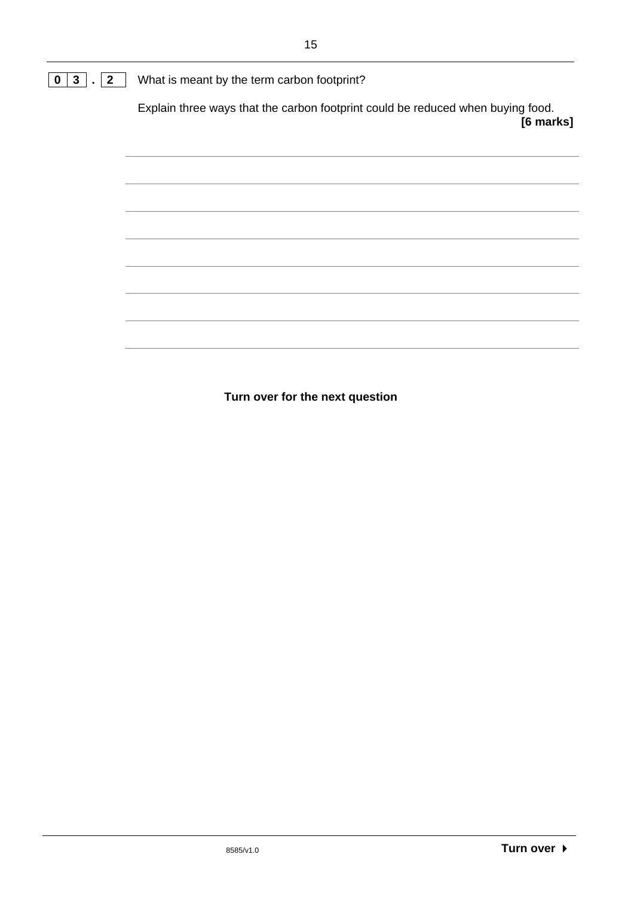**0 3 . 2** What is meant by the term carbon footprint?

Explain three ways that the carbon footprint could be reduced when buying food.

**[6 marks]**

**Turn over for the next question**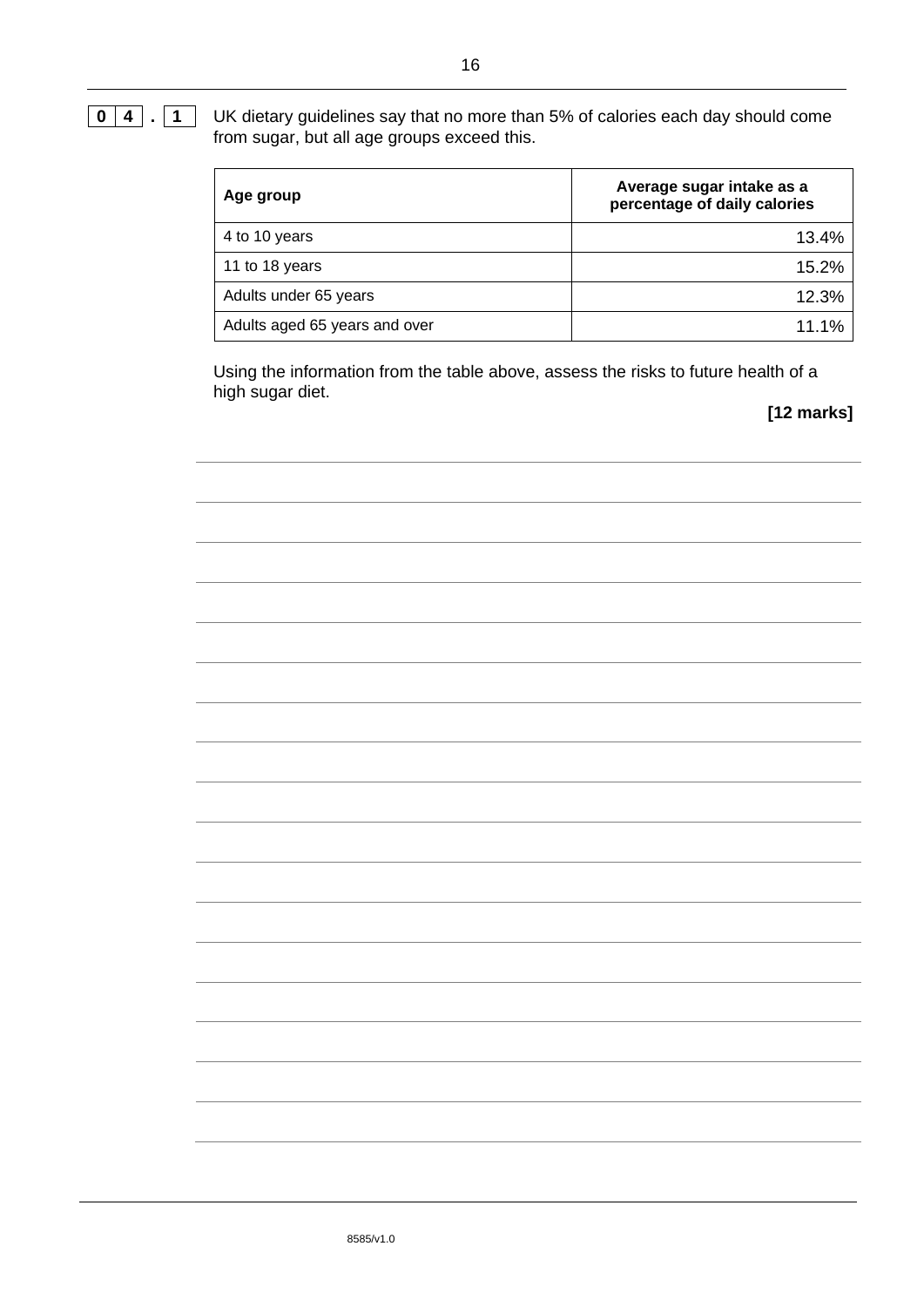**0 4 . 1** UK dietary guidelines say that no more than 5% of calories each day should come from sugar, but all age groups exceed this.

| Age group | Average sugar intake as a percentage of daily calories |
| --- | ---: |
| 4 to 10 years | 13.4% |
| 11 to 18 years | 15.2% |
| Adults under 65 years | 12.3% |
| Adults aged 65 years and over | 11.1% |

Using the information from the table above, assess the risks to future health of a high sugar diet.

**[12 marks]**

8585/v1.0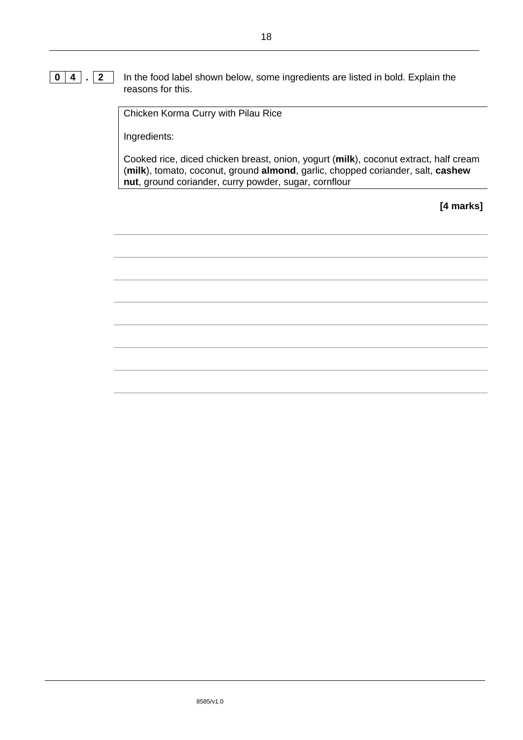**0 4 . 2** In the food label shown below, some ingredients are listed in bold. Explain the reasons for this.

> Chicken Korma Curry with Pilau Rice
>
> Ingredients:
>
> Cooked rice, diced chicken breast, onion, yogurt (**milk**), coconut extract, half cream (**milk**), tomato, coconut, ground **almond**, garlic, chopped coriander, salt, **cashew nut**, ground coriander, curry powder, sugar, cornflour

**[4 marks]**

8585/v1.0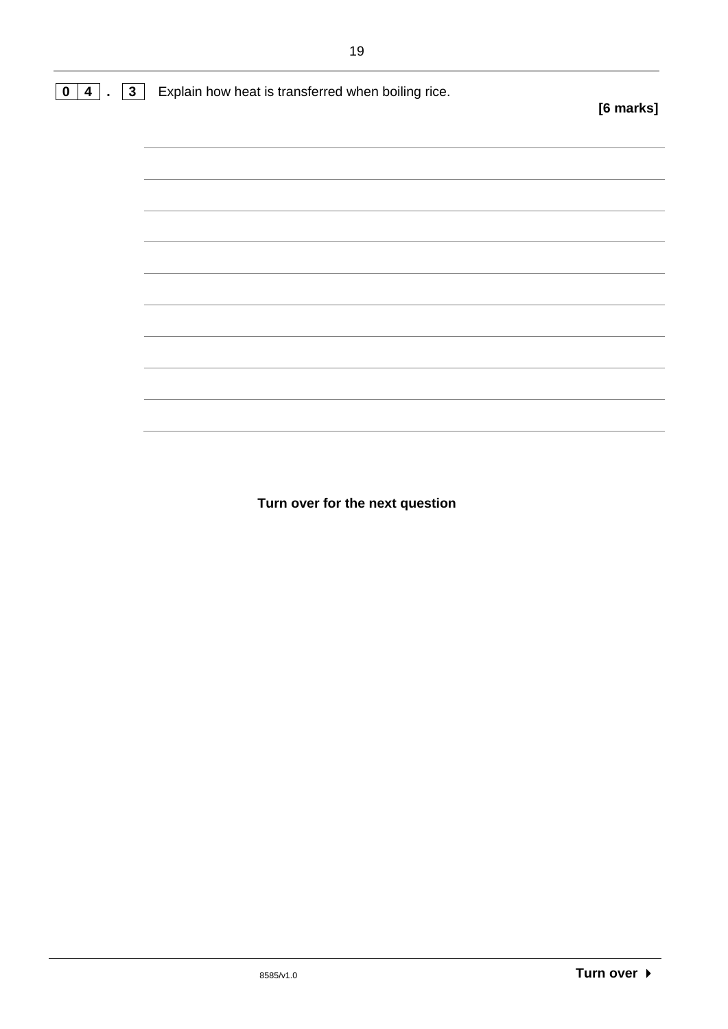**0 4 . 3** Explain how heat is transferred when boiling rice.

**[6 marks]**

**Turn over for the next question**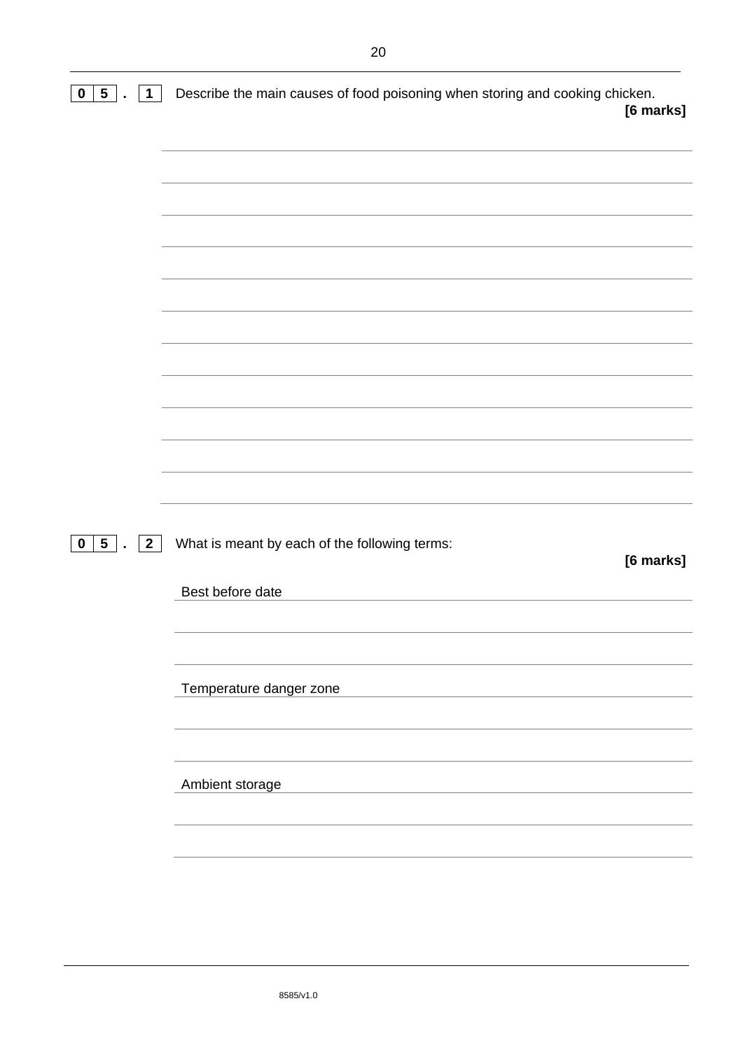**0 5 . 1** Describe the main causes of food poisoning when storing and cooking chicken.
**[6 marks]**

**0 5 . 2** What is meant by each of the following terms:
**[6 marks]**

Best before date

Temperature danger zone

Ambient storage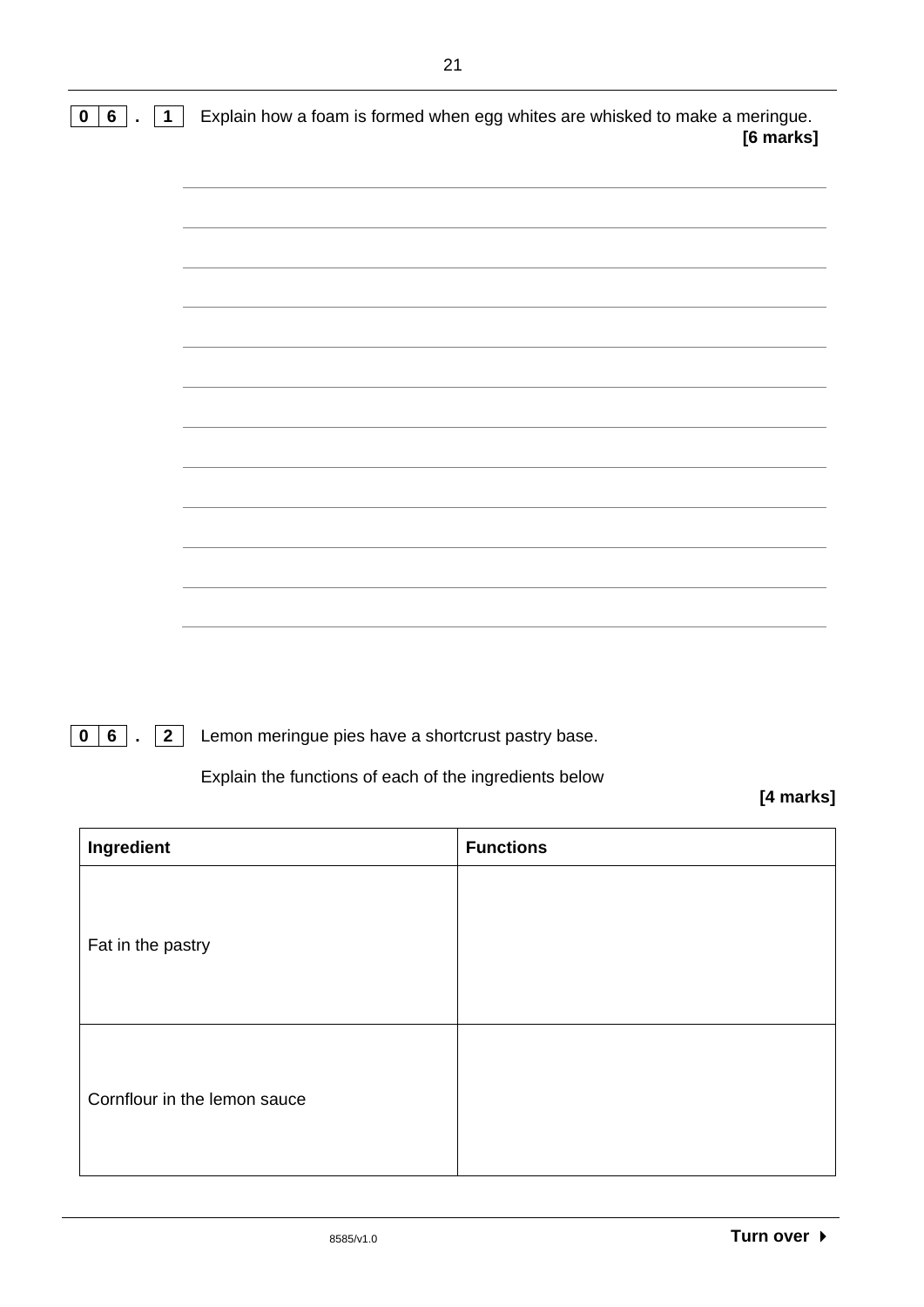**0 6 . 1** Explain how a foam is formed when egg whites are whisked to make a meringue.

**[6 marks]**

**0 6 . 2** Lemon meringue pies have a shortcrust pastry base.

Explain the functions of each of the ingredients below

**[4 marks]**

| Ingredient | Functions |
| --- | --- |
| Fat in the pastry | |
| Cornflour in the lemon sauce | |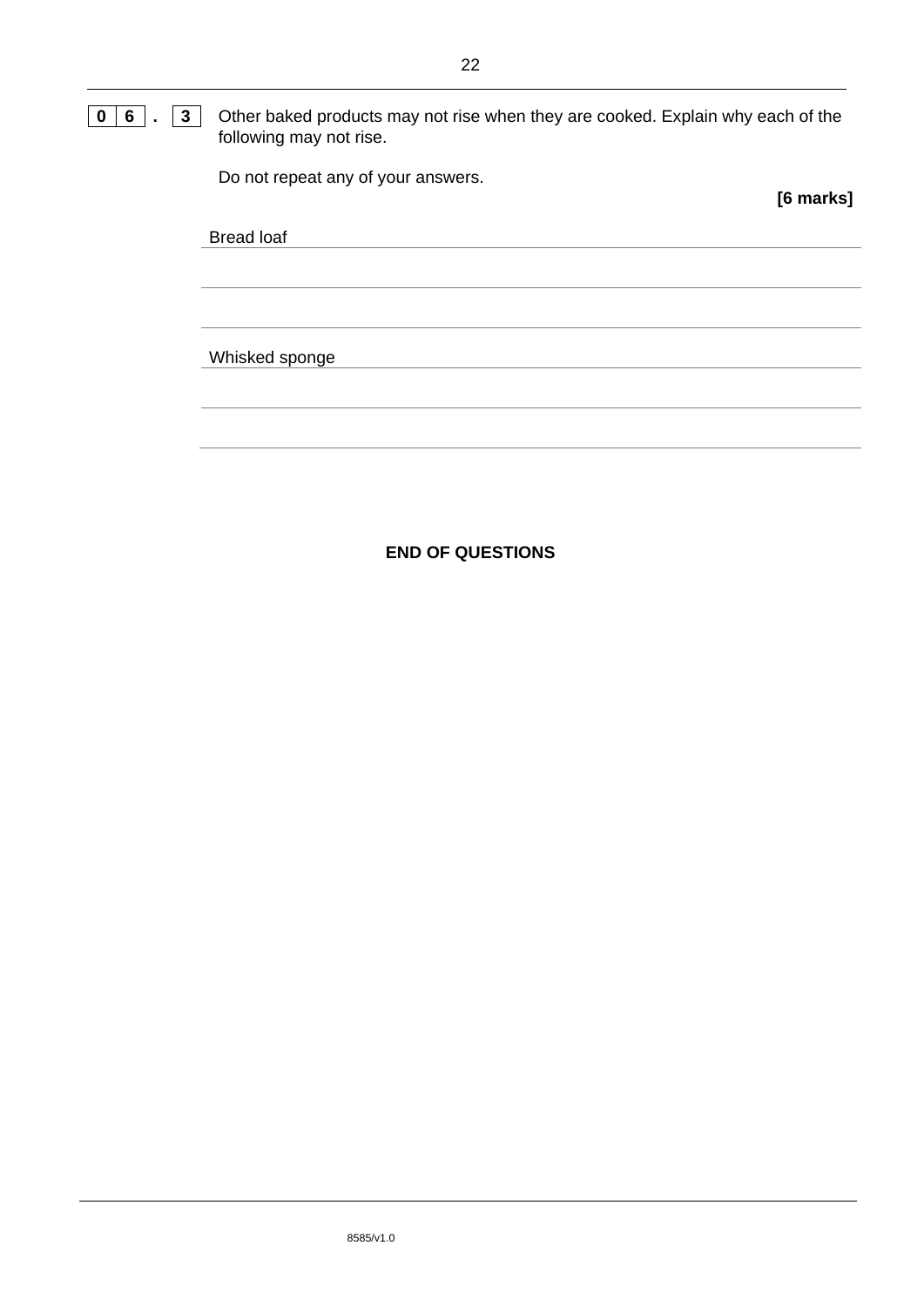**0 6 . 3** Other baked products may not rise when they are cooked. Explain why each of the following may not rise.

Do not repeat any of your answers.

**[6 marks]**

Bread loaf

_______________________________________________

_______________________________________________

_______________________________________________

Whisked sponge

_______________________________________________

_______________________________________________

_______________________________________________

**END OF QUESTIONS**

8585/v1.0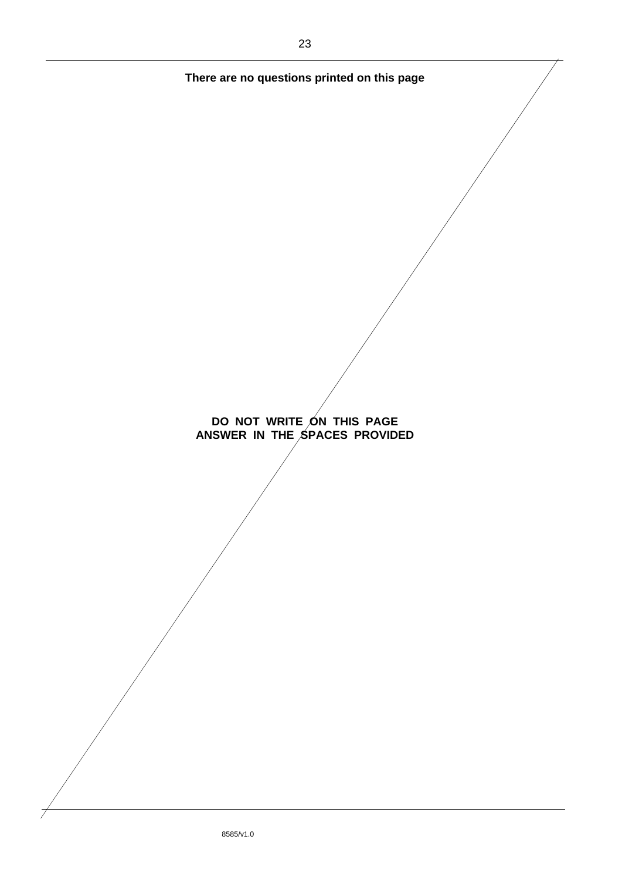**There are no questions printed on this page**

**DO NOT WRITE ON THIS PAGE**
**ANSWER IN THE SPACES PROVIDED**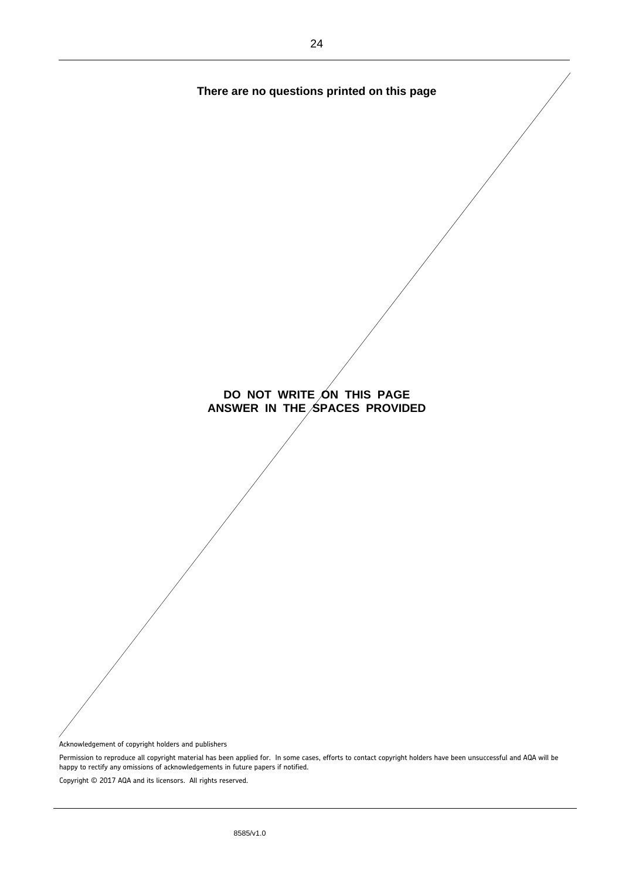**There are no questions printed on this page**

**DO NOT WRITE ON THIS PAGE**
**ANSWER IN THE SPACES PROVIDED**

Acknowledgement of copyright holders and publishers

Permission to reproduce all copyright material has been applied for. In some cases, efforts to contact copyright holders have been unsuccessful and AQA will be happy to rectify any omissions of acknowledgements in future papers if notified.

Copyright © 2017 AQA and its licensors. All rights reserved.